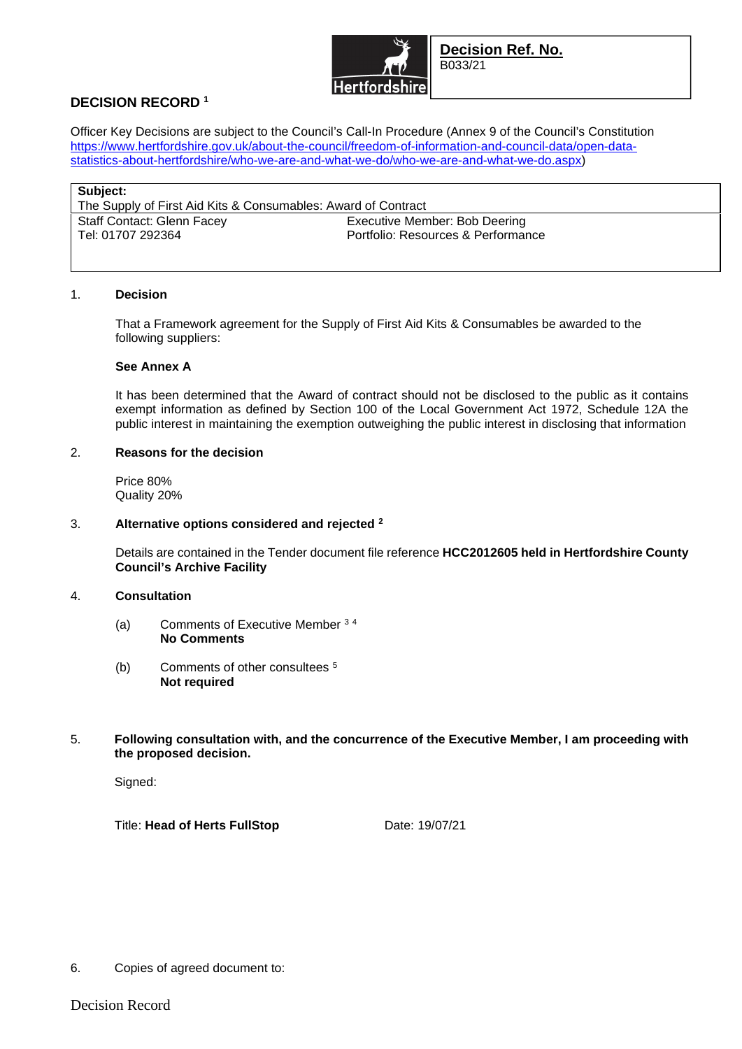**Hertfordshire**

| **Decision Ref. No.** |
| --- |
| B033/21 |

# DECISION RECORD [1]

Officer Key Decisions are subject to the Council's Call-In Procedure (Annex 9 of the Council's Constitution https://www.hertfordshire.gov.uk/about-the-council/freedom-of-information-and-council-data/open-data-statistics-about-hertfordshire/who-we-are-and-what-we-do/who-we-are-and-what-we-do.aspx)

| **Subject:** The Supply of First Aid Kits & Consumables: Award of Contract | |
| --- | --- |
| Staff Contact: Glenn Facey<br>Tel: 01707 292364 | Executive Member: Bob Deering<br>Portfolio: Resources & Performance |

1. **Decision**

   That a Framework agreement for the Supply of First Aid Kits & Consumables be awarded to the following suppliers:

   **See Annex A**

   It has been determined that the Award of contract should not be disclosed to the public as it contains exempt information as defined by Section 100 of the Local Government Act 1972, Schedule 12A the public interest in maintaining the exemption outweighing the public interest in disclosing that information

2. **Reasons for the decision**

   Price 80%
   Quality 20%

3. **Alternative options considered and rejected [2]**

   Details are contained in the Tender document file reference **HCC2012605 held in Hertfordshire County Council's Archive Facility**

4. **Consultation**

   (a) Comments of Executive Member [3] [4]
   **No Comments**

   (b) Comments of other consultees [5]
   **Not required**

5. **Following consultation with, and the concurrence of the Executive Member, I am proceeding with the proposed decision.**

   Signed:

   Title: **Head of Herts FullStop** Date: 19/07/21

6. Copies of agreed document to: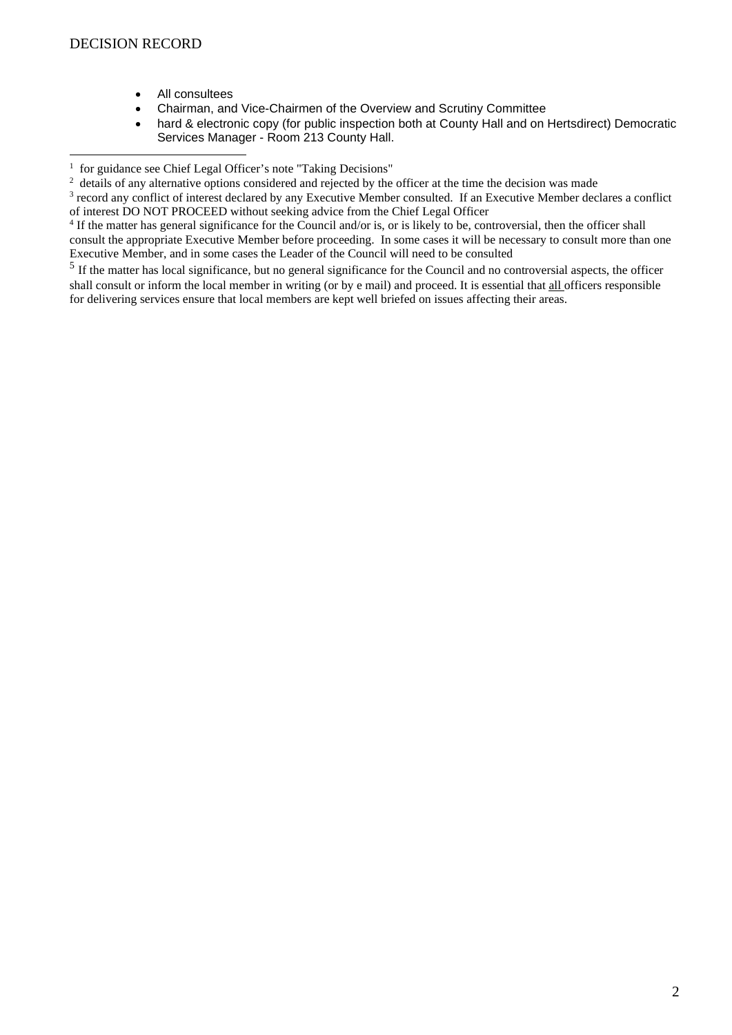- All consultees
- Chairman, and Vice-Chairmen of the Overview and Scrutiny Committee
- hard & electronic copy (for public inspection both at County Hall and on Hertsdirect) Democratic Services Manager - Room 213 County Hall.

---

[1] for guidance see Chief Legal Officer's note "Taking Decisions"

[2] details of any alternative options considered and rejected by the officer at the time the decision was made

[3] record any conflict of interest declared by any Executive Member consulted. If an Executive Member declares a conflict of interest DO NOT PROCEED without seeking advice from the Chief Legal Officer

[4] If the matter has general significance for the Council and/or is, or is likely to be, controversial, then the officer shall consult the appropriate Executive Member before proceeding. In some cases it will be necessary to consult more than one Executive Member, and in some cases the Leader of the Council will need to be consulted

[5] If the matter has local significance, but no general significance for the Council and no controversial aspects, the officer shall consult or inform the local member in writing (or by e mail) and proceed. It is essential that <u>all</u> officers responsible for delivering services ensure that local members are kept well briefed on issues affecting their areas.